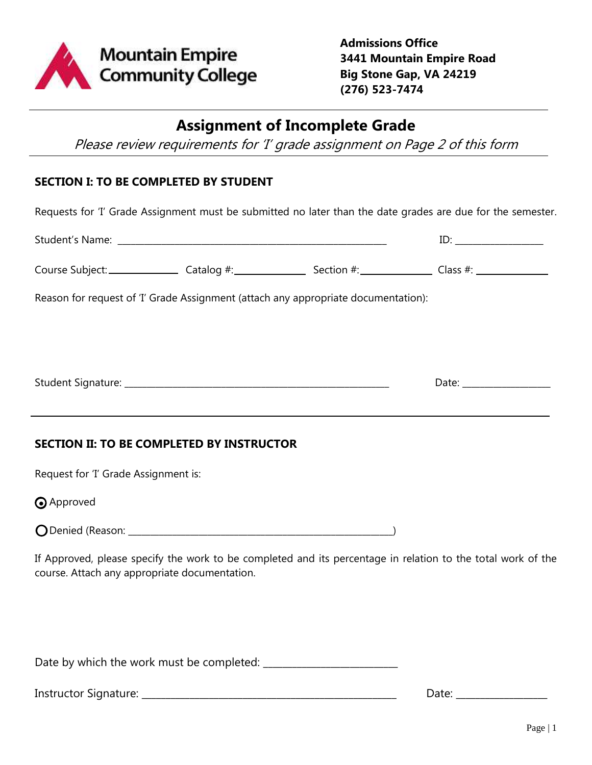Mountain Empire Community College

**Admissions Office**
**3441 Mountain Empire Road**
**Big Stone Gap, VA 24219**
**(276) 523-7474**

# Assignment of Incomplete Grade

*Please review requirements for 'I' grade assignment on Page 2 of this form*

## SECTION I: TO BE COMPLETED BY STUDENT

Requests for 'I' Grade Assignment must be submitted no later than the date grades are due for the semester.

Student's Name: ______________________________________________ ID: ________________

Course Subject: ____________ Catalog #: ____________ Section #: ____________ Class #: ____________

Reason for request of 'I' Grade Assignment (attach any appropriate documentation):

Student Signature: ______________________________________________ Date: ________________

## SECTION II: TO BE COMPLETED BY INSTRUCTOR

Request for 'I' Grade Assignment is:

◉ Approved

○ Denied (Reason: ______________________________________________)

If Approved, please specify the work to be completed and its percentage in relation to the total work of the course. Attach any appropriate documentation.

Date by which the work must be completed: ______________________

Instructor Signature: ______________________________________________ Date: ________________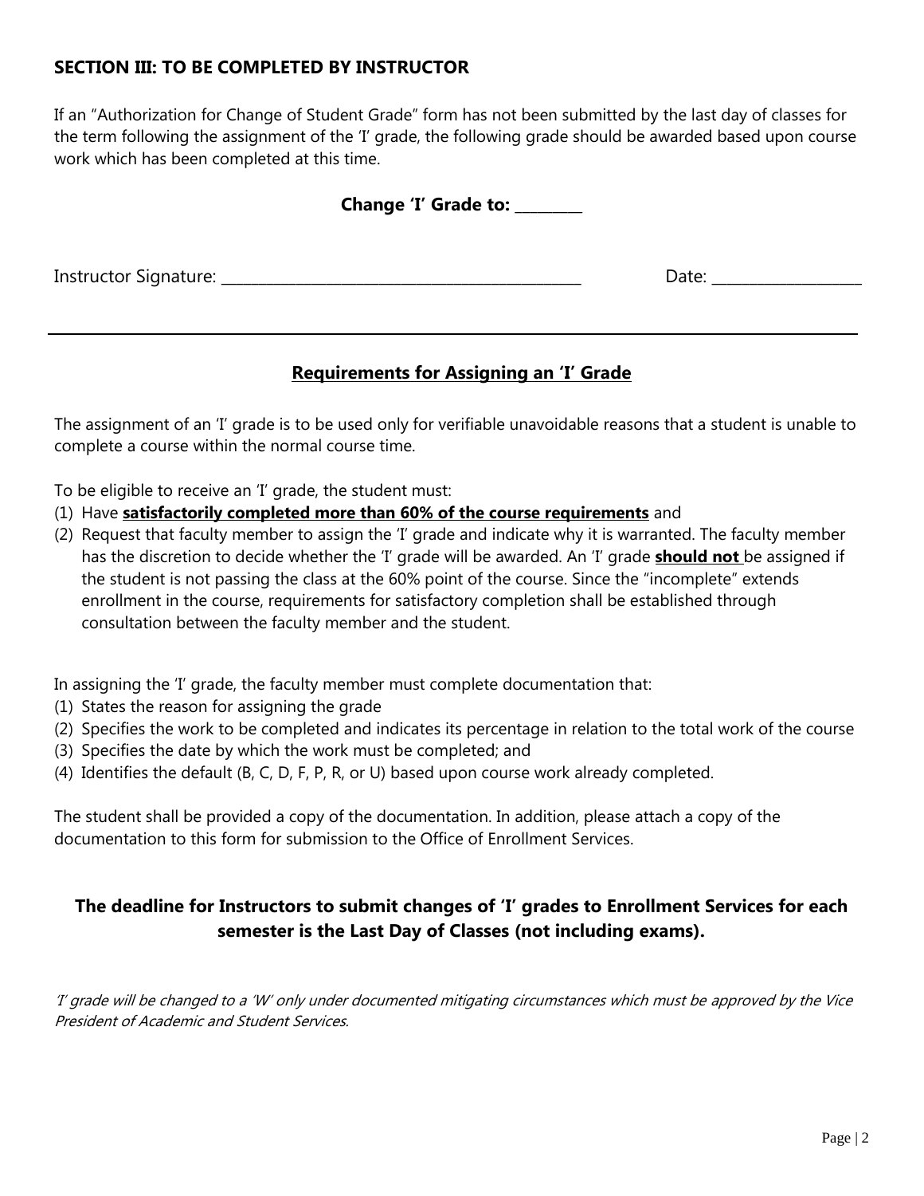**SECTION III: TO BE COMPLETED BY INSTRUCTOR**

If an "Authorization for Change of Student Grade" form has not been submitted by the last day of classes for the term following the assignment of the 'I' grade, the following grade should be awarded based upon course work which has been completed at this time.

**Change 'I' Grade to: _________**

Instructor Signature: _______________________________________________ Date: ____________________

---

## Requirements for Assigning an 'I' Grade

The assignment of an 'I' grade is to be used only for verifiable unavoidable reasons that a student is unable to complete a course within the normal course time.

To be eligible to receive an 'I' grade, the student must:

(1) Have **satisfactorily completed more than 60% of the course requirements** and

(2) Request that faculty member to assign the 'I' grade and indicate why it is warranted. The faculty member has the discretion to decide whether the 'I' grade will be awarded. An 'I' grade **should not** be assigned if the student is not passing the class at the 60% point of the course. Since the "incomplete" extends enrollment in the course, requirements for satisfactory completion shall be established through consultation between the faculty member and the student.

In assigning the 'I' grade, the faculty member must complete documentation that:

(1) States the reason for assigning the grade

(2) Specifies the work to be completed and indicates its percentage in relation to the total work of the course

(3) Specifies the date by which the work must be completed; and

(4) Identifies the default (B, C, D, F, P, R, or U) based upon course work already completed.

The student shall be provided a copy of the documentation. In addition, please attach a copy of the documentation to this form for submission to the Office of Enrollment Services.

**The deadline for Instructors to submit changes of 'I' grades to Enrollment Services for each semester is the Last Day of Classes (not including exams).**

*'I' grade will be changed to a 'W' only under documented mitigating circumstances which must be approved by the Vice President of Academic and Student Services.*